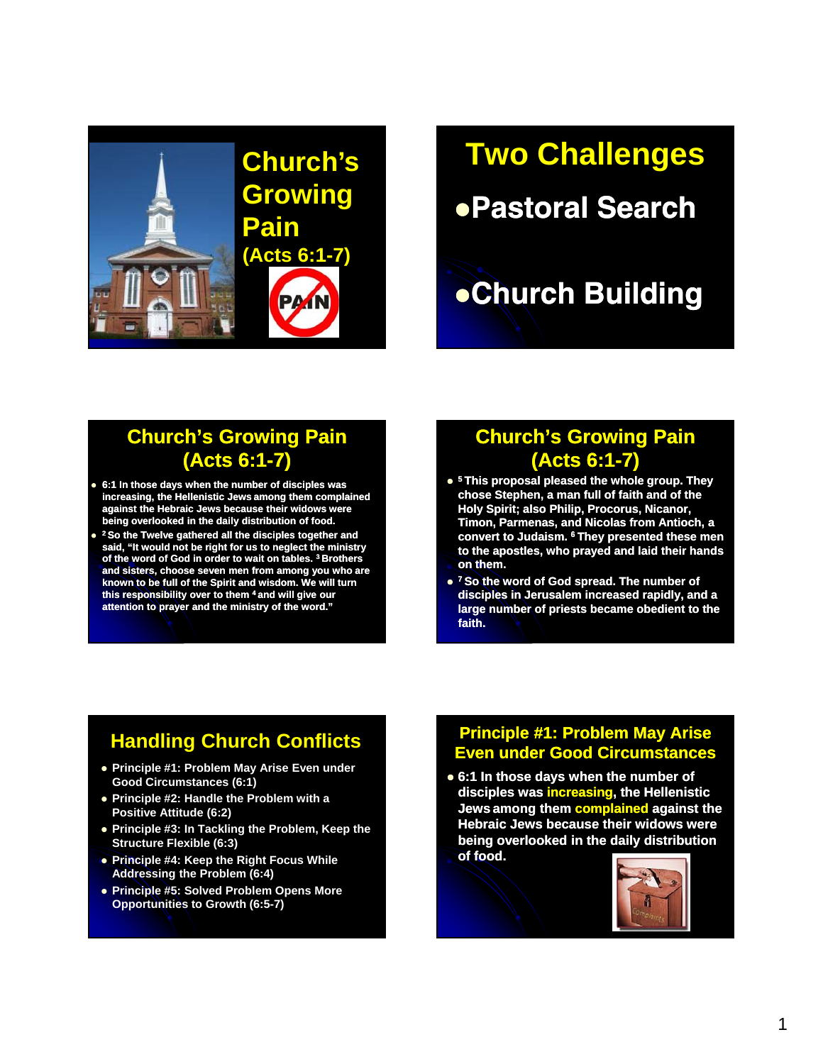# Church's Growing Pain (Acts 6:1-7)

# Two Challenges

- Pastoral Search
- Church Building

## Church's Growing Pain (Acts 6:1-7)

- 6:1 In those days when the number of disciples was increasing, the Hellenistic Jews among them complained against the Hebraic Jews because their widows were being overlooked in the daily distribution of food.
- [2] So the Twelve gathered all the disciples together and said, "It would not be right for us to neglect the ministry of the word of God in order to wait on tables. [3] Brothers and sisters, choose seven men from among you who are known to be full of the Spirit and wisdom. We will turn this responsibility over to them [4] and will give our attention to prayer and the ministry of the word."

## Church's Growing Pain (Acts 6:1-7)

- [5] This proposal pleased the whole group. They chose Stephen, a man full of faith and of the Holy Spirit; also Philip, Procorus, Nicanor, Timon, Parmenas, and Nicolas from Antioch, a convert to Judaism. [6] They presented these men to the apostles, who prayed and laid their hands on them.
- [7] So the word of God spread. The number of disciples in Jerusalem increased rapidly, and a large number of priests became obedient to the faith.

## Handling Church Conflicts

- Principle #1: Problem May Arise Even under Good Circumstances (6:1)
- Principle #2: Handle the Problem with a Positive Attitude (6:2)
- Principle #3: In Tackling the Problem, Keep the Structure Flexible (6:3)
- Principle #4: Keep the Right Focus While Addressing the Problem (6:4)
- Principle #5: Solved Problem Opens More Opportunities to Growth (6:5-7)

## Principle #1: Problem May Arise Even under Good Circumstances

- 6:1 In those days when the number of disciples was **increasing**, the Hellenistic Jews among them **complained** against the Hebraic Jews because their widows were being overlooked in the daily distribution of food.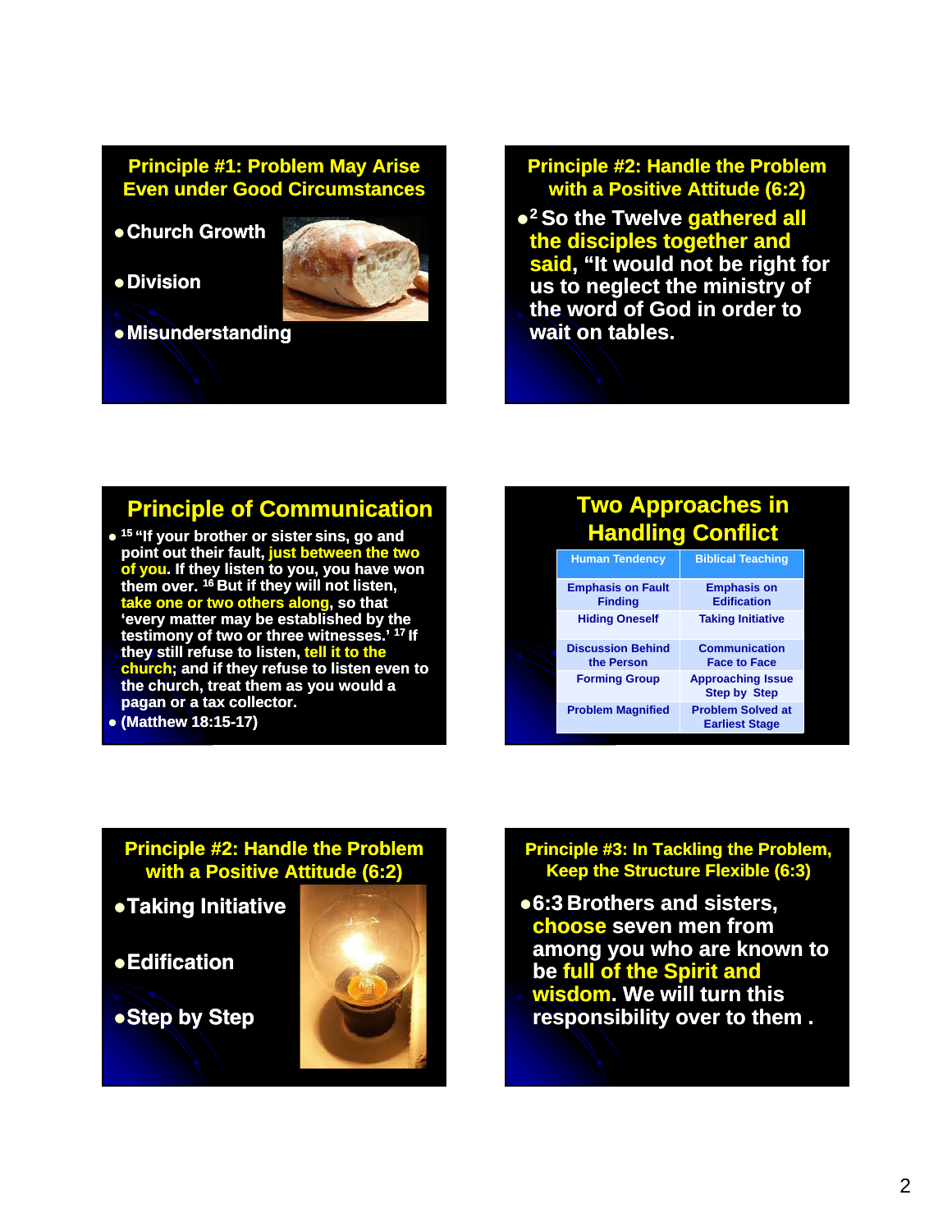## Principle #1: Problem May Arise Even under Good Circumstances

- Church Growth
- Division
- Misunderstanding

## Principle #2: Handle the Problem with a Positive Attitude (6:2)

- [2] So the Twelve **gathered all the disciples together and said**, "It would not be right for us to neglect the ministry of the word of God in order to wait on tables.

## Principle of Communication

- [15] "If your brother or sister sins, go and point out their fault, **just between the two of you**. If they listen to you, you have won them over. [16] But if they will not listen, **take one or two others along**, so that 'every matter may be established by the testimony of two or three witnesses.' [17] If they still refuse to listen, **tell it to the church**; and if they refuse to listen even to the church, treat them as you would a pagan or a tax collector.
- (Matthew 18:15-17)

## Two Approaches in Handling Conflict

| Human Tendency | Biblical Teaching |
|---|---|
| Emphasis on Fault Finding | Emphasis on Edification |
| Hiding Oneself | Taking Initiative |
| Discussion Behind the Person | Communication Face to Face |
| Forming Group | Approaching Issue Step by Step |
| Problem Magnified | Problem Solved at Earliest Stage |

## Principle #2: Handle the Problem with a Positive Attitude (6:2)

- Taking Initiative
- Edification
- Step by Step

## Principle #3: In Tackling the Problem, Keep the Structure Flexible (6:3)

- 6:3 Brothers and sisters, **choose** seven men from among you who are known to be **full of the Spirit and wisdom**. We will turn this responsibility over to them .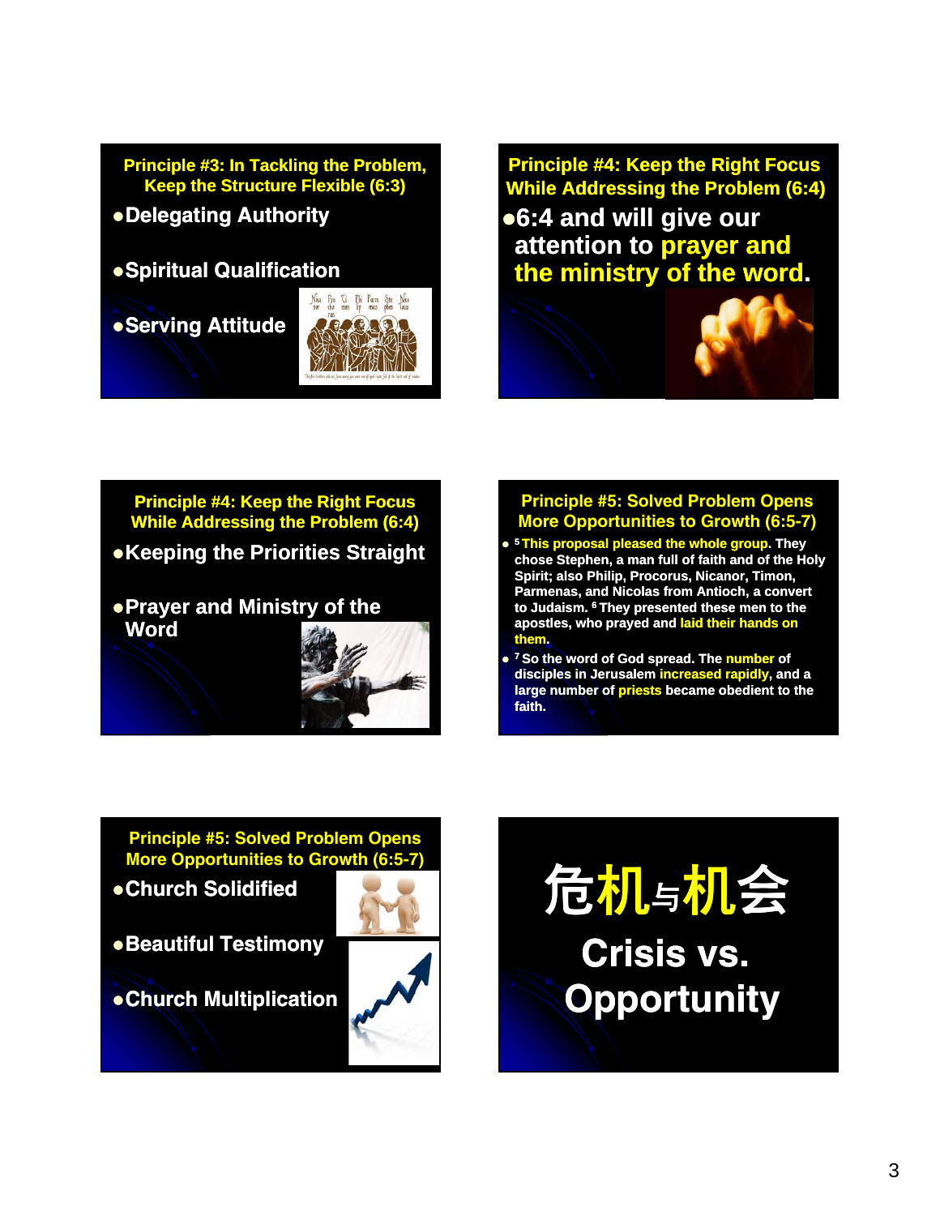## Principle #3: In Tackling the Problem, Keep the Structure Flexible (6:3)

- Delegating Authority
- Spiritual Qualification
- Serving Attitude

## Principle #4: Keep the Right Focus While Addressing the Problem (6:4)

- 6:4 and will give our attention to **prayer and the ministry of the word.**

## Principle #4: Keep the Right Focus While Addressing the Problem (6:4)

- Keeping the Priorities Straight
- Prayer and Ministry of the Word

## Principle #5: Solved Problem Opens More Opportunities to Growth (6:5-7)

- [5] **This proposal pleased the whole group.** They chose Stephen, a man full of faith and of the Holy Spirit; also Philip, Procorus, Nicanor, Timon, Parmenas, and Nicolas from Antioch, a convert to Judaism. [6] They presented these men to the apostles, who prayed and **laid their hands on them.**
- [7] So the word of God spread. The **number** of disciples in Jerusalem **increased rapidly**, and a large number of **priests** became obedient to the faith.

## Principle #5: Solved Problem Opens More Opportunities to Growth (6:5-7)

- Church Solidified
- Beautiful Testimony
- Church Multiplication

## 危机与机会

## Crisis vs. Opportunity